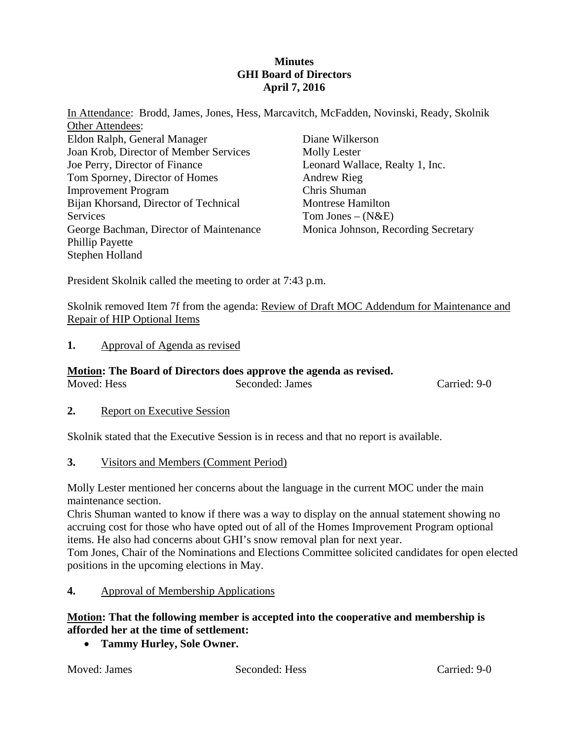# Minutes
## GHI Board of Directors
### April 7, 2016

<u>In Attendance</u>: Brodd, James, Jones, Hess, Marcavitch, McFadden, Novinski, Ready, Skolnik

<u>Other Attendees</u>:

Eldon Ralph, General Manager
Joan Krob, Director of Member Services
Joe Perry, Director of Finance
Tom Sporney, Director of Homes Improvement Program
Bijan Khorsand, Director of Technical Services
George Bachman, Director of Maintenance
Phillip Payette
Stephen Holland
Diane Wilkerson
Molly Lester
Leonard Wallace, Realty 1, Inc.
Andrew Rieg
Chris Shuman
Montrese Hamilton
Tom Jones – (N&E)
Monica Johnson, Recording Secretary

President Skolnik called the meeting to order at 7:43 p.m.

Skolnik removed Item 7f from the agenda: <u>Review of Draft MOC Addendum for Maintenance and Repair of HIP Optional Items</u>

**1.** <u>Approval of Agenda as revised</u>

**<u>Motion</u>: The Board of Directors does approve the agenda as revised.**

Moved: Hess Seconded: James Carried: 9-0

**2.** <u>Report on Executive Session</u>

Skolnik stated that the Executive Session is in recess and that no report is available.

**3.** <u>Visitors and Members (Comment Period)</u>

Molly Lester mentioned her concerns about the language in the current MOC under the main maintenance section.

Chris Shuman wanted to know if there was a way to display on the annual statement showing no accruing cost for those who have opted out of all of the Homes Improvement Program optional items. He also had concerns about GHI's snow removal plan for next year.

Tom Jones, Chair of the Nominations and Elections Committee solicited candidates for open elected positions in the upcoming elections in May.

**4.** <u>Approval of Membership Applications</u>

**<u>Motion</u>: That the following member is accepted into the cooperative and membership is afforded her at the time of settlement:**

- **Tammy Hurley, Sole Owner.**

Moved: James Seconded: Hess Carried: 9-0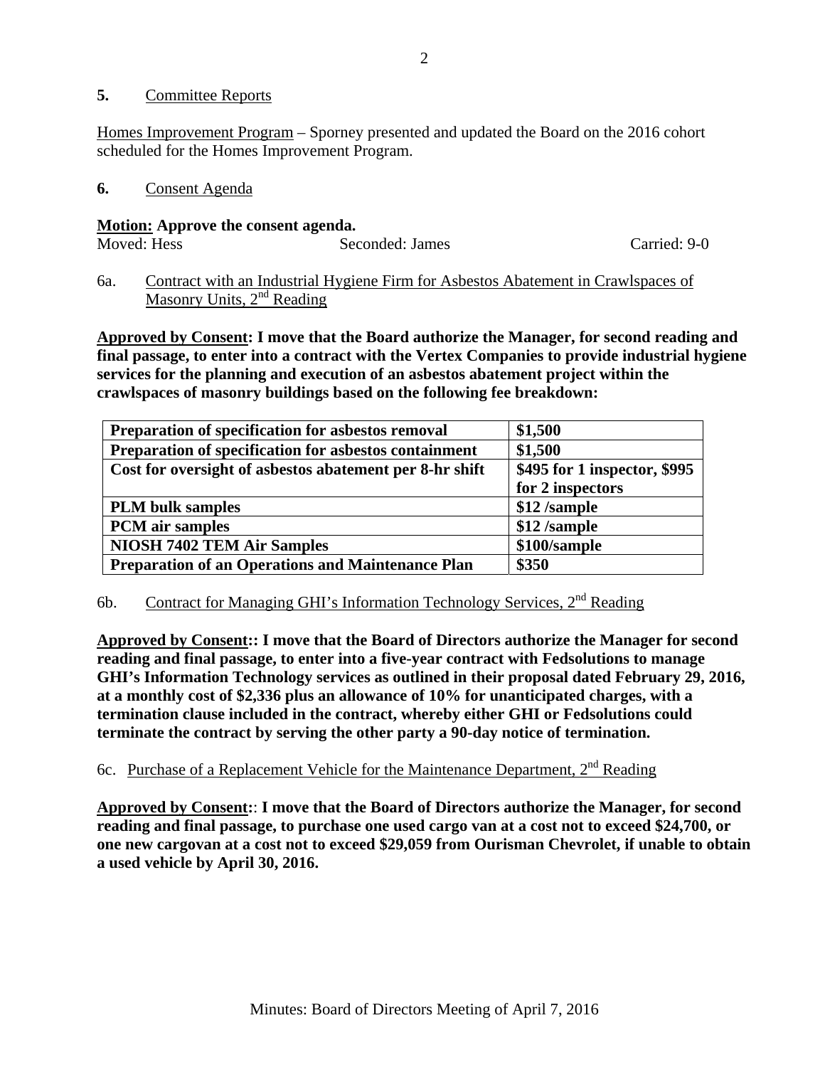**5.** Committee Reports

Homes Improvement Program – Sporney presented and updated the Board on the 2016 cohort scheduled for the Homes Improvement Program.

**6.** Consent Agenda

**Motion: Approve the consent agenda.**

Moved: Hess    Seconded: James    Carried: 9-0

6a. Contract with an Industrial Hygiene Firm for Asbestos Abatement in Crawlspaces of Masonry Units, 2nd Reading

**Approved by Consent: I move that the Board authorize the Manager, for second reading and final passage, to enter into a contract with the Vertex Companies to provide industrial hygiene services for the planning and execution of an asbestos abatement project within the crawlspaces of masonry buildings based on the following fee breakdown:**

| **Preparation of specification for asbestos removal** | **$1,500** |
|---|---|
| **Preparation of specification for asbestos containment** | **$1,500** |
| **Cost for oversight of asbestos abatement per 8-hr shift** | **$495 for 1 inspector, $995 for 2 inspectors** |
| **PLM bulk samples** | **$12 /sample** |
| **PCM air samples** | **$12 /sample** |
| **NIOSH 7402 TEM Air Samples** | **$100/sample** |
| **Preparation of an Operations and Maintenance Plan** | **$350** |

6b. Contract for Managing GHI's Information Technology Services, 2nd Reading

**Approved by Consent:: I move that the Board of Directors authorize the Manager for second reading and final passage, to enter into a five-year contract with Fedsolutions to manage GHI's Information Technology services as outlined in their proposal dated February 29, 2016, at a monthly cost of $2,336 plus an allowance of 10% for unanticipated charges, with a termination clause included in the contract, whereby either GHI or Fedsolutions could terminate the contract by serving the other party a 90-day notice of termination.**

6c. Purchase of a Replacement Vehicle for the Maintenance Department, 2nd Reading

**Approved by Consent:: I move that the Board of Directors authorize the Manager, for second reading and final passage, to purchase one used cargo van at a cost not to exceed $24,700, or one new cargovan at a cost not to exceed $29,059 from Ourisman Chevrolet, if unable to obtain a used vehicle by April 30, 2016.**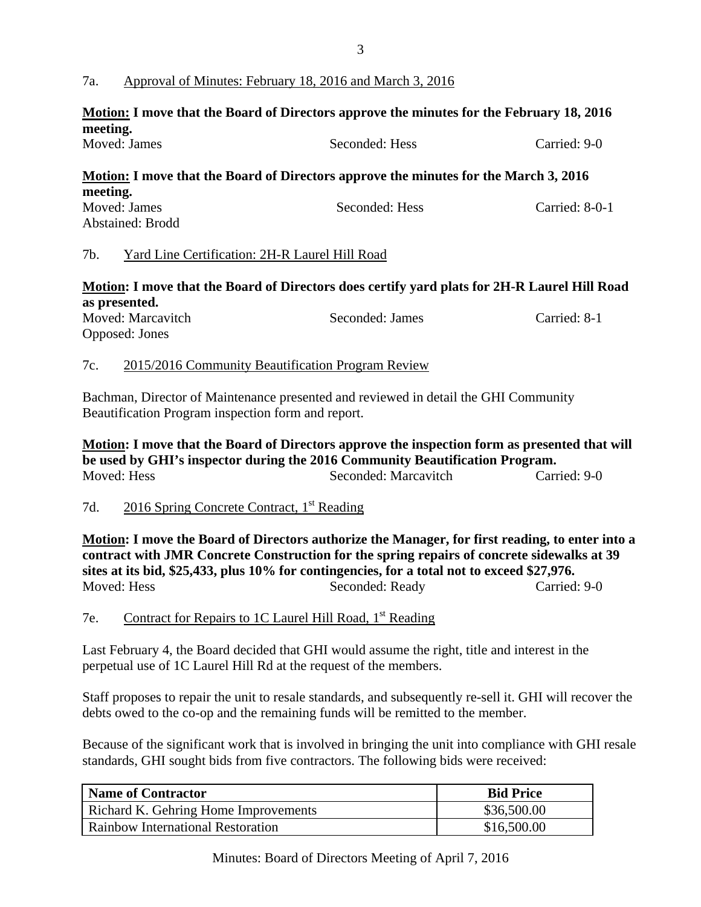7a. Approval of Minutes: February 18, 2016 and March 3, 2016

**Motion: I move that the Board of Directors approve the minutes for the February 18, 2016 meeting.**

Moved: James Seconded: Hess Carried: 9-0

**Motion: I move that the Board of Directors approve the minutes for the March 3, 2016 meeting.**

Moved: James Seconded: Hess Carried: 8-0-1
Abstained: Brodd

7b. Yard Line Certification: 2H-R Laurel Hill Road

**Motion: I move that the Board of Directors does certify yard plats for 2H-R Laurel Hill Road as presented.**

Moved: Marcavitch Seconded: James Carried: 8-1
Opposed: Jones

7c. 2015/2016 Community Beautification Program Review

Bachman, Director of Maintenance presented and reviewed in detail the GHI Community Beautification Program inspection form and report.

**Motion: I move that the Board of Directors approve the inspection form as presented that will be used by GHI's inspector during the 2016 Community Beautification Program.**

Moved: Hess Seconded: Marcavitch Carried: 9-0

7d. 2016 Spring Concrete Contract, 1st Reading

**Motion: I move the Board of Directors authorize the Manager, for first reading, to enter into a contract with JMR Concrete Construction for the spring repairs of concrete sidewalks at 39 sites at its bid, $25,433, plus 10% for contingencies, for a total not to exceed $27,976.**

Moved: Hess Seconded: Ready Carried: 9-0

7e. Contract for Repairs to 1C Laurel Hill Road, 1st Reading

Last February 4, the Board decided that GHI would assume the right, title and interest in the perpetual use of 1C Laurel Hill Rd at the request of the members.

Staff proposes to repair the unit to resale standards, and subsequently re-sell it. GHI will recover the debts owed to the co-op and the remaining funds will be remitted to the member.

Because of the significant work that is involved in bringing the unit into compliance with GHI resale standards, GHI sought bids from five contractors. The following bids were received:

| Name of Contractor | Bid Price |
|---|---|
| Richard K. Gehring Home Improvements | $36,500.00 |
| Rainbow International Restoration | $16,500.00 |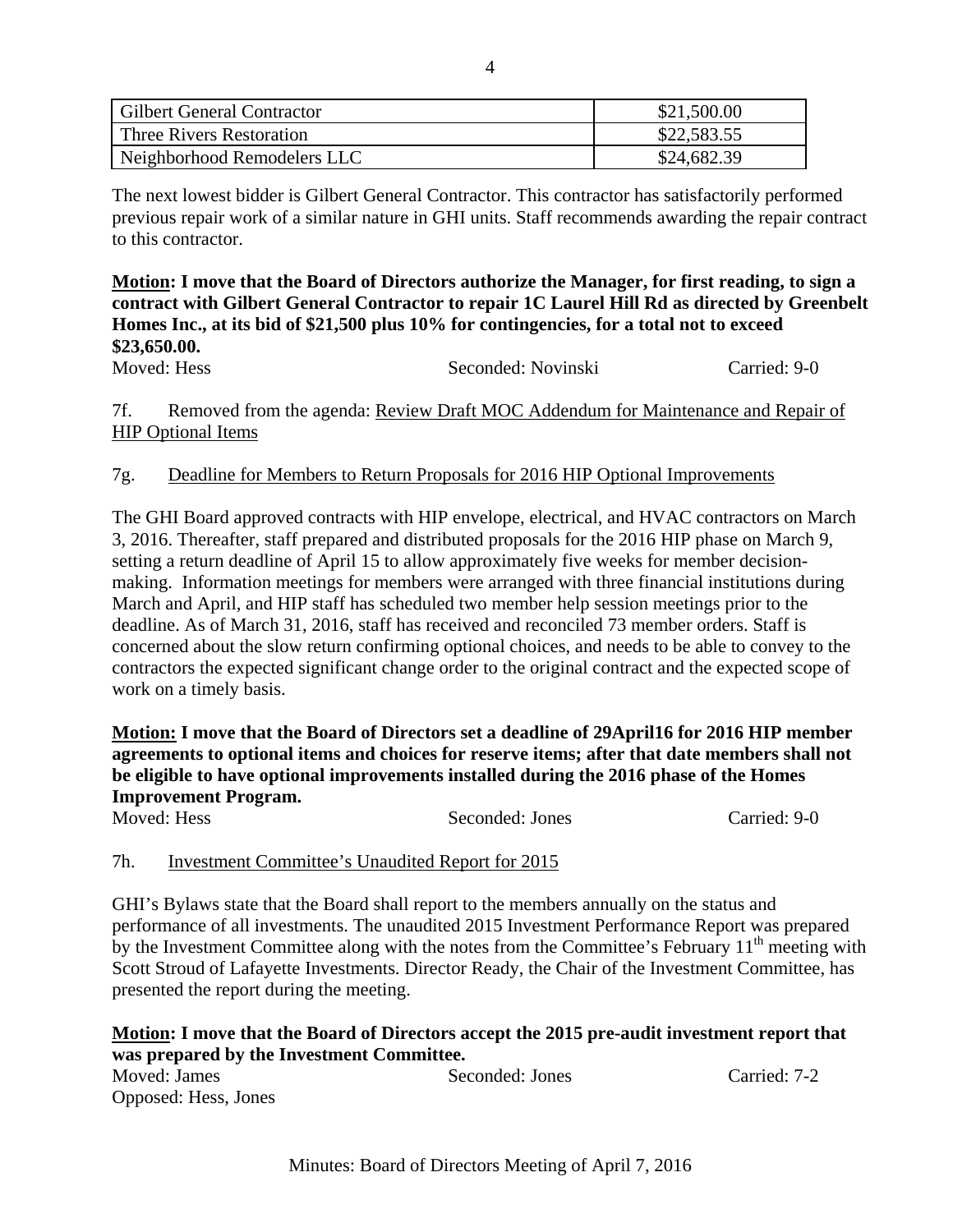| Gilbert General Contractor | $21,500.00 |
|---|---|
| Three Rivers Restoration | $22,583.55 |
| Neighborhood Remodelers LLC | $24,682.39 |

The next lowest bidder is Gilbert General Contractor. This contractor has satisfactorily performed previous repair work of a similar nature in GHI units. Staff recommends awarding the repair contract to this contractor.

**Motion: I move that the Board of Directors authorize the Manager, for first reading, to sign a contract with Gilbert General Contractor to repair 1C Laurel Hill Rd as directed by Greenbelt Homes Inc., at its bid of $21,500 plus 10% for contingencies, for a total not to exceed $23,650.00.**

Moved: Hess　　Seconded: Novinski　　Carried: 9-0

7f. Removed from the agenda: Review Draft MOC Addendum for Maintenance and Repair of HIP Optional Items

7g. Deadline for Members to Return Proposals for 2016 HIP Optional Improvements

The GHI Board approved contracts with HIP envelope, electrical, and HVAC contractors on March 3, 2016. Thereafter, staff prepared and distributed proposals for the 2016 HIP phase on March 9, setting a return deadline of April 15 to allow approximately five weeks for member decision-making. Information meetings for members were arranged with three financial institutions during March and April, and HIP staff has scheduled two member help session meetings prior to the deadline. As of March 31, 2016, staff has received and reconciled 73 member orders. Staff is concerned about the slow return confirming optional choices, and needs to be able to convey to the contractors the expected significant change order to the original contract and the expected scope of work on a timely basis.

**Motion: I move that the Board of Directors set a deadline of 29April16 for 2016 HIP member agreements to optional items and choices for reserve items; after that date members shall not be eligible to have optional improvements installed during the 2016 phase of the Homes Improvement Program.**

Moved: Hess　　Seconded: Jones　　Carried: 9-0

7h. Investment Committee's Unaudited Report for 2015

GHI's Bylaws state that the Board shall report to the members annually on the status and performance of all investments. The unaudited 2015 Investment Performance Report was prepared by the Investment Committee along with the notes from the Committee's February 11th meeting with Scott Stroud of Lafayette Investments. Director Ready, the Chair of the Investment Committee, has presented the report during the meeting.

**Motion: I move that the Board of Directors accept the 2015 pre-audit investment report that was prepared by the Investment Committee.**

Moved: James　　Seconded: Jones　　Carried: 7-2

Opposed: Hess, Jones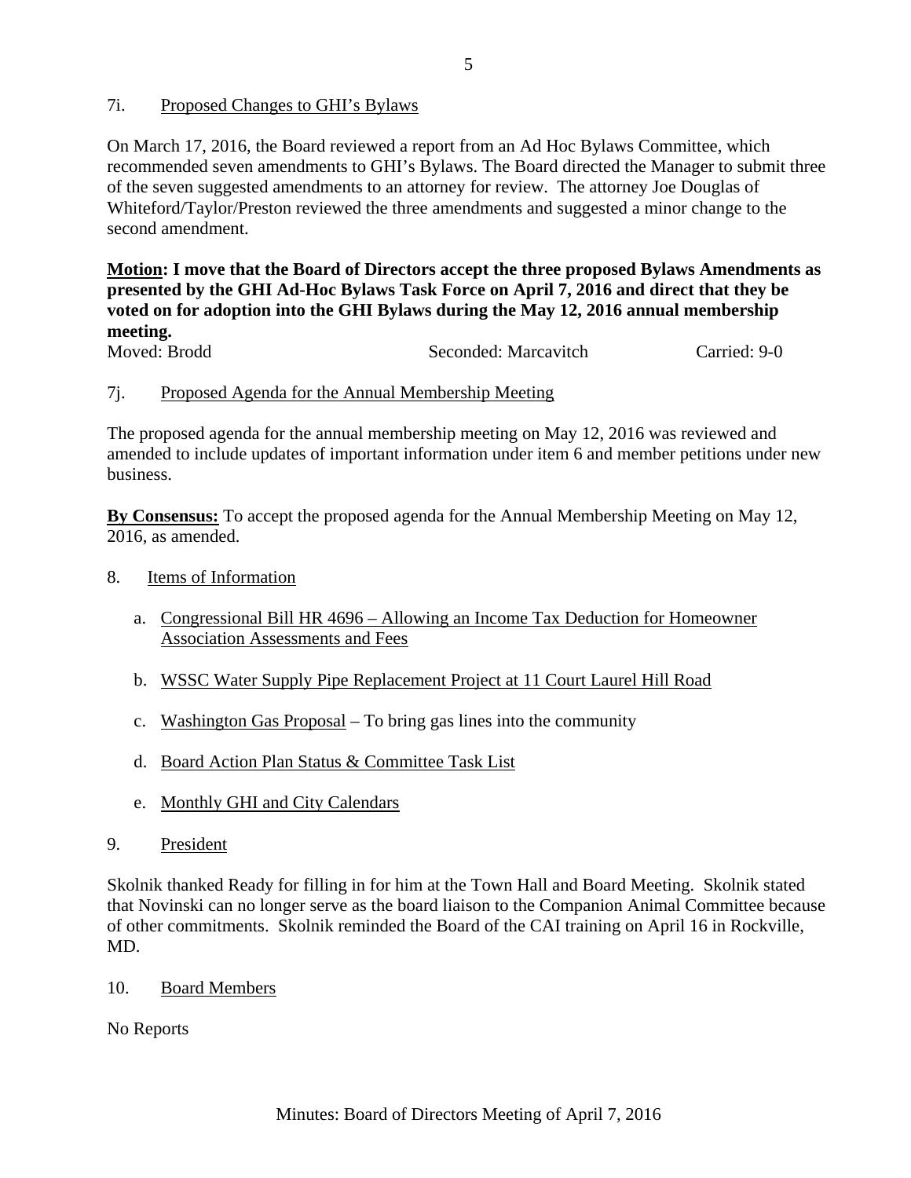7i. Proposed Changes to GHI's Bylaws

On March 17, 2016, the Board reviewed a report from an Ad Hoc Bylaws Committee, which recommended seven amendments to GHI's Bylaws. The Board directed the Manager to submit three of the seven suggested amendments to an attorney for review. The attorney Joe Douglas of Whiteford/Taylor/Preston reviewed the three amendments and suggested a minor change to the second amendment.

**Motion: I move that the Board of Directors accept the three proposed Bylaws Amendments as presented by the GHI Ad-Hoc Bylaws Task Force on April 7, 2016 and direct that they be voted on for adoption into the GHI Bylaws during the May 12, 2016 annual membership meeting.**

Moved: Brodd Seconded: Marcavitch Carried: 9-0

7j. Proposed Agenda for the Annual Membership Meeting

The proposed agenda for the annual membership meeting on May 12, 2016 was reviewed and amended to include updates of important information under item 6 and member petitions under new business.

**By Consensus:** To accept the proposed agenda for the Annual Membership Meeting on May 12, 2016, as amended.

8. Items of Information

   a. Congressional Bill HR 4696 – Allowing an Income Tax Deduction for Homeowner Association Assessments and Fees

   b. WSSC Water Supply Pipe Replacement Project at 11 Court Laurel Hill Road

   c. Washington Gas Proposal – To bring gas lines into the community

   d. Board Action Plan Status & Committee Task List

   e. Monthly GHI and City Calendars

9. President

Skolnik thanked Ready for filling in for him at the Town Hall and Board Meeting. Skolnik stated that Novinski can no longer serve as the board liaison to the Companion Animal Committee because of other commitments. Skolnik reminded the Board of the CAI training on April 16 in Rockville, MD.

10. Board Members

No Reports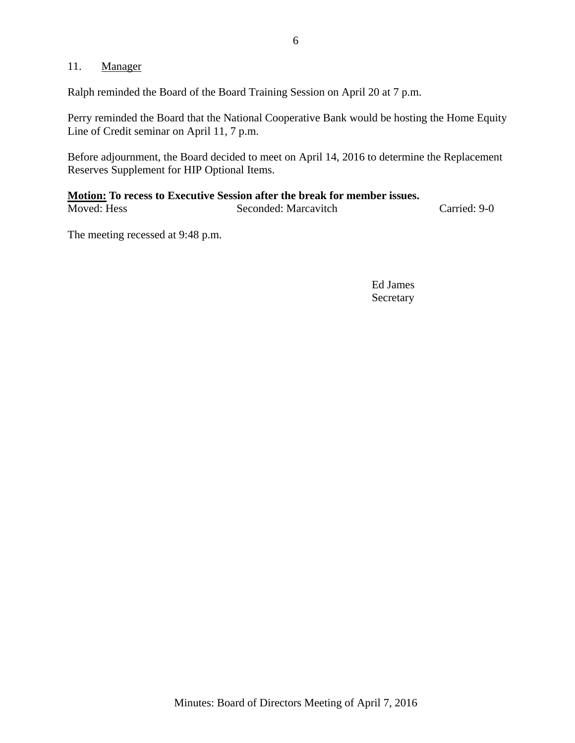11. Manager

Ralph reminded the Board of the Board Training Session on April 20 at 7 p.m.

Perry reminded the Board that the National Cooperative Bank would be hosting the Home Equity Line of Credit seminar on April 11, 7 p.m.

Before adjournment, the Board decided to meet on April 14, 2016 to determine the Replacement Reserves Supplement for HIP Optional Items.

**Motion: To recess to Executive Session after the break for member issues.**

Moved: Hess Seconded: Marcavitch Carried: 9-0

The meeting recessed at 9:48 p.m.

Ed James
Secretary